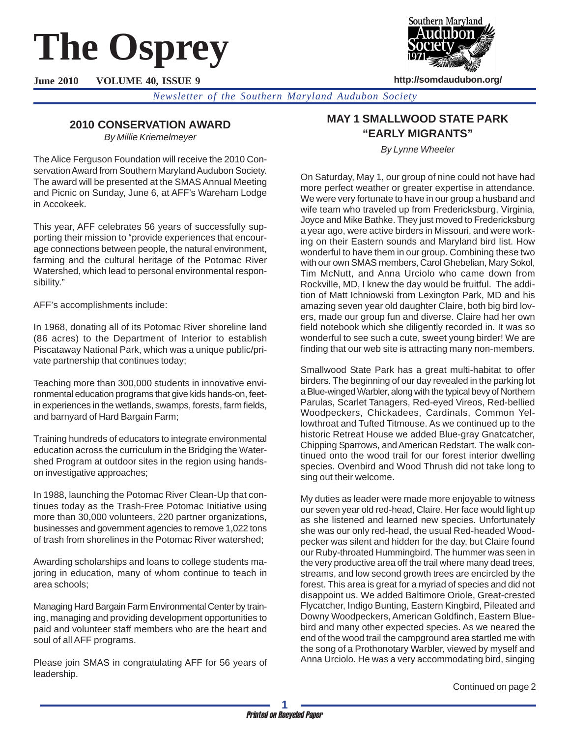# The Osprey

**June 2010 VOLUME 40, ISSUE 9**

**http://somdaudubon.org/**

*Newsletter of the Southern Maryland Audubon Society*

## 2010 CONSERVATION AWARD

*By Millie Kriemelmeyer*

The Alice Ferguson Foundation will receive the 2010 Conservation Award from Southern Maryland Audubon Society. The award will be presented at the SMAS Annual Meeting and Picnic on Sunday, June 6, at AFF's Wareham Lodge in Accokeek.

This year, AFF celebrates 56 years of successfully supporting their mission to "provide experiences that encourage connections between people, the natural environment, farming and the cultural heritage of the Potomac River Watershed, which lead to personal environmental responsibility."

AFF's accomplishments include:

In 1968, donating all of its Potomac River shoreline land (86 acres) to the Department of Interior to establish Piscataway National Park, which was a unique public/private partnership that continues today;

Teaching more than 300,000 students in innovative environmental education programs that give kids hands-on, feet-in experiences in the wetlands, swamps, forests, farm fields, and barnyard of Hard Bargain Farm;

Training hundreds of educators to integrate environmental education across the curriculum in the Bridging the Watershed Program at outdoor sites in the region using hands-on investigative approaches;

In 1988, launching the Potomac River Clean-Up that continues today as the Trash-Free Potomac Initiative using more than 30,000 volunteers, 220 partner organizations, businesses and government agencies to remove 1,022 tons of trash from shorelines in the Potomac River watershed;

Awarding scholarships and loans to college students majoring in education, many of whom continue to teach in area schools;

Managing Hard Bargain Farm Environmental Center by training, managing and providing development opportunities to paid and volunteer staff members who are the heart and soul of all AFF programs.

Please join SMAS in congratulating AFF for 56 years of leadership.

## MAY 1 SMALLWOOD STATE PARK "EARLY MIGRANTS"

*By Lynne Wheeler*

On Saturday, May 1, our group of nine could not have had more perfect weather or greater expertise in attendance. We were very fortunate to have in our group a husband and wife team who traveled up from Fredericksburg, Virginia, Joyce and Mike Bathke. They just moved to Fredericksburg a year ago, were active birders in Missouri, and were working on their Eastern sounds and Maryland bird list. How wonderful to have them in our group. Combining these two with our own SMAS members, Carol Ghebelian, Mary Sokol, Tim McNutt, and Anna Urciolo who came down from Rockville, MD, I knew the day would be fruitful. The addition of Matt Ichniowski from Lexington Park, MD and his amazing seven year old daughter Claire, both big bird lovers, made our group fun and diverse. Claire had her own field notebook which she diligently recorded in. It was so wonderful to see such a cute, sweet young birder! We are finding that our web site is attracting many non-members.

Smallwood State Park has a great multi-habitat to offer birders. The beginning of our day revealed in the parking lot a Blue-winged Warbler, along with the typical bevy of Northern Parulas, Scarlet Tanagers, Red-eyed Vireos, Red-bellied Woodpeckers, Chickadees, Cardinals, Common Yellowthroat and Tufted Titmouse. As we continued up to the historic Retreat House we added Blue-gray Gnatcatcher, Chipping Sparrows, and American Redstart. The walk continued onto the wood trail for our forest interior dwelling species. Ovenbird and Wood Thrush did not take long to sing out their welcome.

My duties as leader were made more enjoyable to witness our seven year old red-head, Claire. Her face would light up as she listened and learned new species. Unfortunately she was our only red-head, the usual Red-headed Woodpecker was silent and hidden for the day, but Claire found our Ruby-throated Hummingbird. The hummer was seen in the very productive area off the trail where many dead trees, streams, and low second growth trees are encircled by the forest. This area is great for a myriad of species and did not disappoint us. We added Baltimore Oriole, Great-crested Flycatcher, Indigo Bunting, Eastern Kingbird, Pileated and Downy Woodpeckers, American Goldfinch, Eastern Bluebird and many other expected species. As we neared the end of the wood trail the campground area startled me with the song of a Prothonotary Warbler, viewed by myself and Anna Urciolo. He was a very accommodating bird, singing

Continued on page 2

*Printed on Recycled Paper*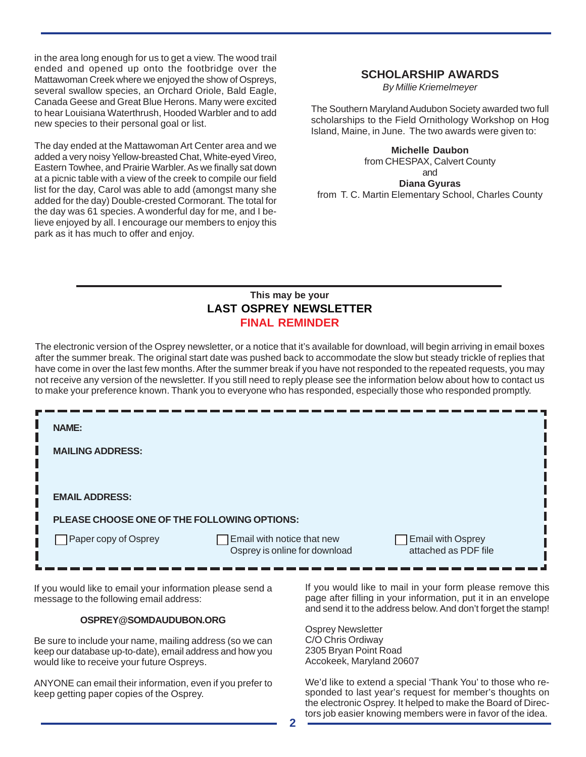in the area long enough for us to get a view. The wood trail ended and opened up onto the footbridge over the Mattawoman Creek where we enjoyed the show of Ospreys, several swallow species, an Orchard Oriole, Bald Eagle, Canada Geese and Great Blue Herons. Many were excited to hear Louisiana Waterthrush, Hooded Warbler and to add new species to their personal goal or list.

The day ended at the Mattawoman Art Center area and we added a very noisy Yellow-breasted Chat, White-eyed Vireo, Eastern Towhee, and Prairie Warbler. As we finally sat down at a picnic table with a view of the creek to compile our field list for the day, Carol was able to add (amongst many she added for the day) Double-crested Cormorant. The total for the day was 61 species. A wonderful day for me, and I believe enjoyed by all. I encourage our members to enjoy this park as it has much to offer and enjoy.

## SCHOLARSHIP AWARDS

*By Millie Kriemelmeyer*

The Southern Maryland Audubon Society awarded two full scholarships to the Field Ornithology Workshop on Hog Island, Maine, in June. The two awards were given to:

**Michelle Daubon**
from CHESPAX, Calvert County
and
**Diana Gyuras**
from T. C. Martin Elementary School, Charles County

---

**This may be your**

## LAST OSPREY NEWSLETTER

**FINAL REMINDER**

The electronic version of the Osprey newsletter, or a notice that it's available for download, will begin arriving in email boxes after the summer break. The original start date was pushed back to accommodate the slow but steady trickle of replies that have come in over the last few months. After the summer break if you have not responded to the repeated requests, you may not receive any version of the newsletter. If you still need to reply please see the information below about how to contact us to make your preference known. Thank you to everyone who has responded, especially those who responded promptly.

**NAME:**

**MAILING ADDRESS:**

**EMAIL ADDRESS:**

**PLEASE CHOOSE ONE OF THE FOLLOWING OPTIONS:**

☐ Paper copy of Osprey ☐ Email with notice that new Osprey is online for download ☐ Email with Osprey attached as PDF file

If you would like to email your information please send a message to the following email address:

**OSPREY@SOMDAUDUBON.ORG**

Be sure to include your name, mailing address (so we can keep our database up-to-date), email address and how you would like to receive your future Ospreys.

ANYONE can email their information, even if you prefer to keep getting paper copies of the Osprey.

If you would like to mail in your form please remove this page after filling in your information, put it in an envelope and send it to the address below. And don't forget the stamp!

Osprey Newsletter
C/O Chris Ordiway
2305 Bryan Point Road
Accokeek, Maryland 20607

We'd like to extend a special 'Thank You' to those who responded to last year's request for member's thoughts on the electronic Osprey. It helped to make the Board of Directors job easier knowing members were in favor of the idea.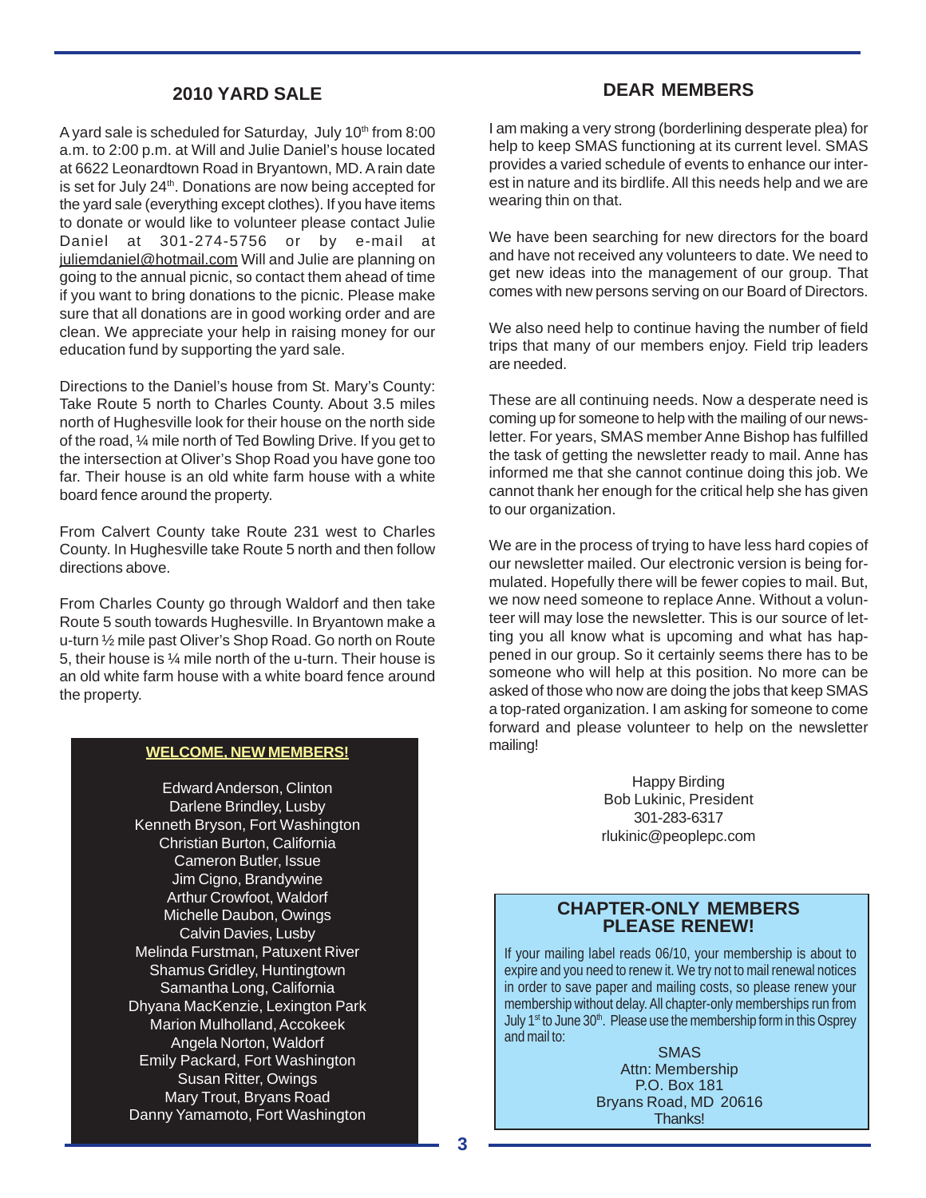## 2010 YARD SALE

A yard sale is scheduled for Saturday, July 10th from 8:00 a.m. to 2:00 p.m. at Will and Julie Daniel's house located at 6622 Leonardtown Road in Bryantown, MD. A rain date is set for July 24th. Donations are now being accepted for the yard sale (everything except clothes). If you have items to donate or would like to volunteer please contact Julie Daniel at 301-274-5756 or by e-mail at juliemdaniel@hotmail.com Will and Julie are planning on going to the annual picnic, so contact them ahead of time if you want to bring donations to the picnic. Please make sure that all donations are in good working order and are clean. We appreciate your help in raising money for our education fund by supporting the yard sale.

Directions to the Daniel's house from St. Mary's County: Take Route 5 north to Charles County. About 3.5 miles north of Hughesville look for their house on the north side of the road, ¼ mile north of Ted Bowling Drive. If you get to the intersection at Oliver's Shop Road you have gone too far. Their house is an old white farm house with a white board fence around the property.

From Calvert County take Route 231 west to Charles County. In Hughesville take Route 5 north and then follow directions above.

From Charles County go through Waldorf and then take Route 5 south towards Hughesville. In Bryantown make a u-turn ½ mile past Oliver's Shop Road. Go north on Route 5, their house is ¼ mile north of the u-turn. Their house is an old white farm house with a white board fence around the property.

**WELCOME, NEW MEMBERS!**

Edward Anderson, Clinton
Darlene Brindley, Lusby
Kenneth Bryson, Fort Washington
Christian Burton, California
Cameron Butler, Issue
Jim Cigno, Brandywine
Arthur Crowfoot, Waldorf
Michelle Daubon, Owings
Calvin Davies, Lusby
Melinda Furstman, Patuxent River
Shamus Gridley, Huntingtown
Samantha Long, California
Dhyana MacKenzie, Lexington Park
Marion Mulholland, Accokeek
Angela Norton, Waldorf
Emily Packard, Fort Washington
Susan Ritter, Owings
Mary Trout, Bryans Road
Danny Yamamoto, Fort Washington

## DEAR MEMBERS

I am making a very strong (borderlining desperate plea) for help to keep SMAS functioning at its current level. SMAS provides a varied schedule of events to enhance our interest in nature and its birdlife. All this needs help and we are wearing thin on that.

We have been searching for new directors for the board and have not received any volunteers to date. We need to get new ideas into the management of our group. That comes with new persons serving on our Board of Directors.

We also need help to continue having the number of field trips that many of our members enjoy. Field trip leaders are needed.

These are all continuing needs. Now a desperate need is coming up for someone to help with the mailing of our newsletter. For years, SMAS member Anne Bishop has fulfilled the task of getting the newsletter ready to mail. Anne has informed me that she cannot continue doing this job. We cannot thank her enough for the critical help she has given to our organization.

We are in the process of trying to have less hard copies of our newsletter mailed. Our electronic version is being formulated. Hopefully there will be fewer copies to mail. But, we now need someone to replace Anne. Without a volunteer will may lose the newsletter. This is our source of letting you all know what is upcoming and what has happened in our group. So it certainly seems there has to be someone who will help at this position. No more can be asked of those who now are doing the jobs that keep SMAS a top-rated organization. I am asking for someone to come forward and please volunteer to help on the newsletter mailing!

Happy Birding
Bob Lukinic, President
301-283-6317
rlukinic@peoplepc.com

## CHAPTER-ONLY MEMBERS PLEASE RENEW!

If your mailing label reads 06/10, your membership is about to expire and you need to renew it. We try not to mail renewal notices in order to save paper and mailing costs, so please renew your membership without delay. All chapter-only memberships run from July 1st to June 30th. Please use the membership form in this Osprey and mail to:

SMAS
Attn: Membership
P.O. Box 181
Bryans Road, MD 20616
Thanks!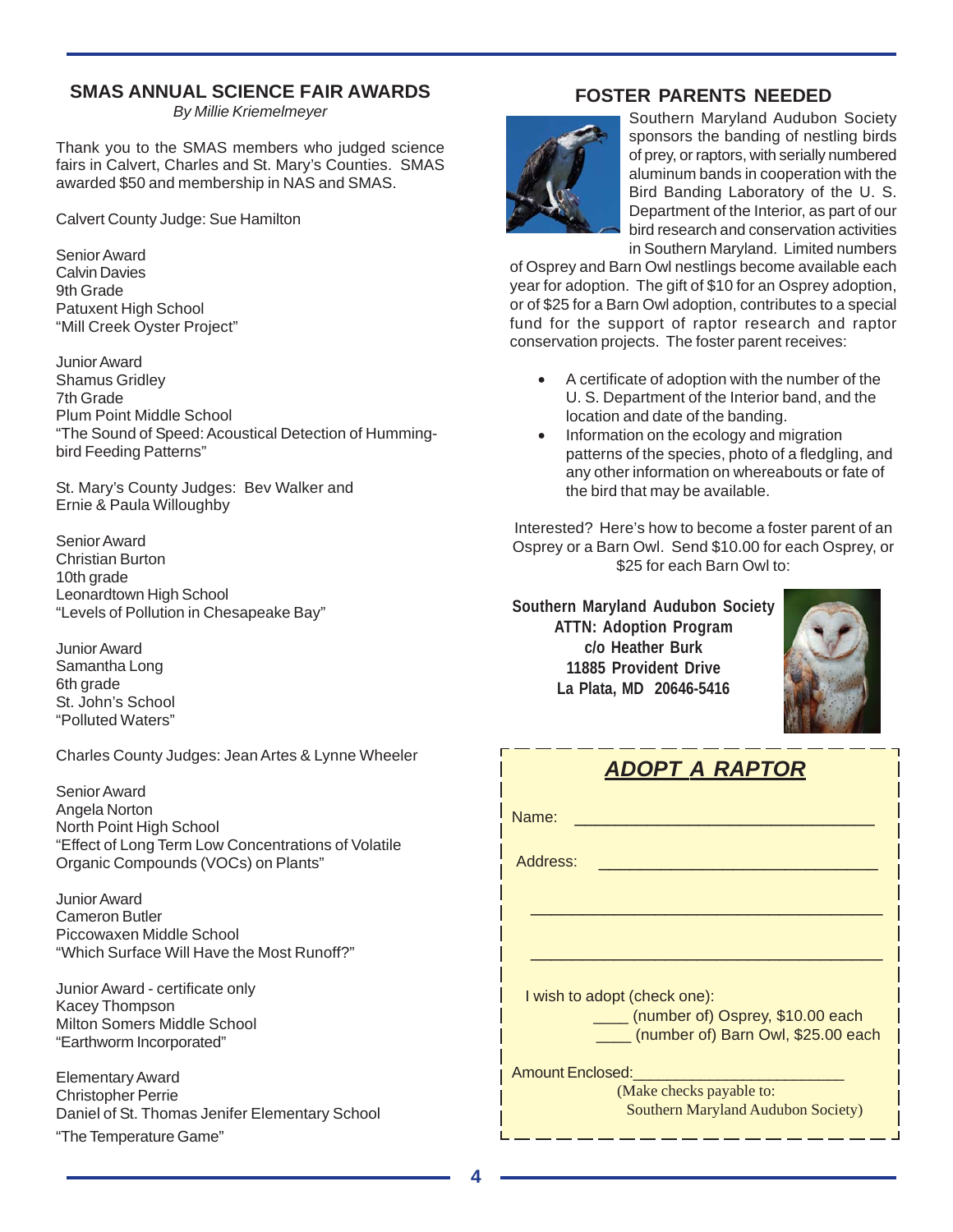## SMAS ANNUAL SCIENCE FAIR AWARDS

*By Millie Kriemelmeyer*

Thank you to the SMAS members who judged science fairs in Calvert, Charles and St. Mary's Counties. SMAS awarded $50 and membership in NAS and SMAS.

Calvert County Judge: Sue Hamilton

Senior Award
Calvin Davies
9th Grade
Patuxent High School
"Mill Creek Oyster Project"

Junior Award
Shamus Gridley
7th Grade
Plum Point Middle School
"The Sound of Speed: Acoustical Detection of Humming-bird Feeding Patterns"

St. Mary's County Judges: Bev Walker and Ernie & Paula Willoughby

Senior Award
Christian Burton
10th grade
Leonardtown High School
"Levels of Pollution in Chesapeake Bay"

Junior Award
Samantha Long
6th grade
St. John's School
"Polluted Waters"

Charles County Judges: Jean Artes & Lynne Wheeler

Senior Award
Angela Norton
North Point High School
"Effect of Long Term Low Concentrations of Volatile Organic Compounds (VOCs) on Plants"

Junior Award
Cameron Butler
Piccowaxen Middle School
"Which Surface Will Have the Most Runoff?"

Junior Award - certificate only
Kacey Thompson
Milton Somers Middle School
"Earthworm Incorporated"

Elementary Award
Christopher Perrie
Daniel of St. Thomas Jenifer Elementary School
"The Temperature Game"

## FOSTER PARENTS NEEDED

Southern Maryland Audubon Society sponsors the banding of nestling birds of prey, or raptors, with serially numbered aluminum bands in cooperation with the Bird Banding Laboratory of the U. S. Department of the Interior, as part of our bird research and conservation activities in Southern Maryland. Limited numbers of Osprey and Barn Owl nestlings become available each year for adoption. The gift of $10 for an Osprey adoption, or of $25 for a Barn Owl adoption, contributes to a special fund for the support of raptor research and raptor conservation projects. The foster parent receives:

- A certificate of adoption with the number of the U. S. Department of the Interior band, and the location and date of the banding.
- Information on the ecology and migration patterns of the species, photo of a fledgling, and any other information on whereabouts or fate of the bird that may be available.

Interested? Here's how to become a foster parent of an Osprey or a Barn Owl. Send $10.00 for each Osprey, or $25 for each Barn Owl to:

**Southern Maryland Audubon Society**
**ATTN: Adoption Program**
**c/o Heather Burk**
**11885 Provident Drive**
**La Plata, MD 20646-5416**

### *ADOPT A RAPTOR*

Name: ________________________________

Address: ______________________________

______________________________________

______________________________________

I wish to adopt (check one):
____ (number of) Osprey, $10.00 each
____ (number of) Barn Owl, $25.00 each

Amount Enclosed:_______________________

(Make checks payable to:
Southern Maryland Audubon Society)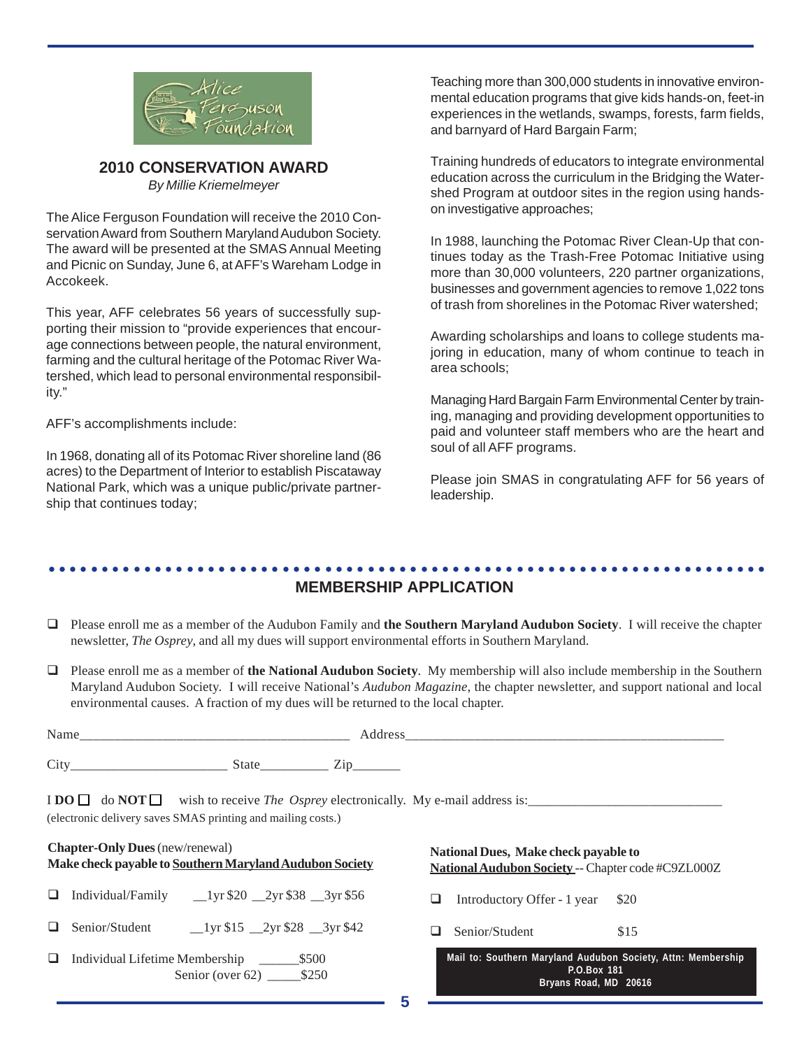## 2010 CONSERVATION AWARD

*By Millie Kriemelmeyer*

The Alice Ferguson Foundation will receive the 2010 Conservation Award from Southern Maryland Audubon Society. The award will be presented at the SMAS Annual Meeting and Picnic on Sunday, June 6, at AFF's Wareham Lodge in Accokeek.

This year, AFF celebrates 56 years of successfully supporting their mission to "provide experiences that encourage connections between people, the natural environment, farming and the cultural heritage of the Potomac River Watershed, which lead to personal environmental responsibility."

AFF's accomplishments include:

In 1968, donating all of its Potomac River shoreline land (86 acres) to the Department of Interior to establish Piscataway National Park, which was a unique public/private partnership that continues today;

Teaching more than 300,000 students in innovative environmental education programs that give kids hands-on, feet-in experiences in the wetlands, swamps, forests, farm fields, and barnyard of Hard Bargain Farm;

Training hundreds of educators to integrate environmental education across the curriculum in the Bridging the Watershed Program at outdoor sites in the region using hands-on investigative approaches;

In 1988, launching the Potomac River Clean-Up that continues today as the Trash-Free Potomac Initiative using more than 30,000 volunteers, 220 partner organizations, businesses and government agencies to remove 1,022 tons of trash from shorelines in the Potomac River watershed;

Awarding scholarships and loans to college students majoring in education, many of whom continue to teach in area schools;

Managing Hard Bargain Farm Environmental Center by training, managing and providing development opportunities to paid and volunteer staff members who are the heart and soul of all AFF programs.

Please join SMAS in congratulating AFF for 56 years of leadership.

## MEMBERSHIP APPLICATION

❑ Please enroll me as a member of the Audubon Family and **the Southern Maryland Audubon Society**. I will receive the chapter newsletter, *The Osprey*, and all my dues will support environmental efforts in Southern Maryland.

❑ Please enroll me as a member of **the National Audubon Society**. My membership will also include membership in the Southern Maryland Audubon Society. I will receive National's *Audubon Magazine*, the chapter newsletter, and support national and local environmental causes. A fraction of my dues will be returned to the local chapter.

Name_______________________________________ Address_______________________________________________

City_______________________ State__________ Zip_______

I **DO** ❑ do **NOT** ❑ wish to receive *The Osprey* electronically. My e-mail address is:____________________________

(electronic delivery saves SMAS printing and mailing costs.)

**Chapter-Only Dues** (new/renewal)
**Make check payable to Southern Maryland Audubon Society**

❑ Individual/Family __1yr $20 __2yr $38 __3yr $56

❑ Senior/Student __1yr $15 __2yr $28 __3yr $42

❑ Individual Lifetime Membership ______$500
Senior (over 62) _____$250

**National Dues, Make check payable to National Audubon Society** -- Chapter code #C9ZL000Z

❑ Introductory Offer - 1 year $20

❑ Senior/Student $15

**Mail to: Southern Maryland Audubon Society, Attn: Membership
P.O.Box 181
Bryans Road, MD 20616**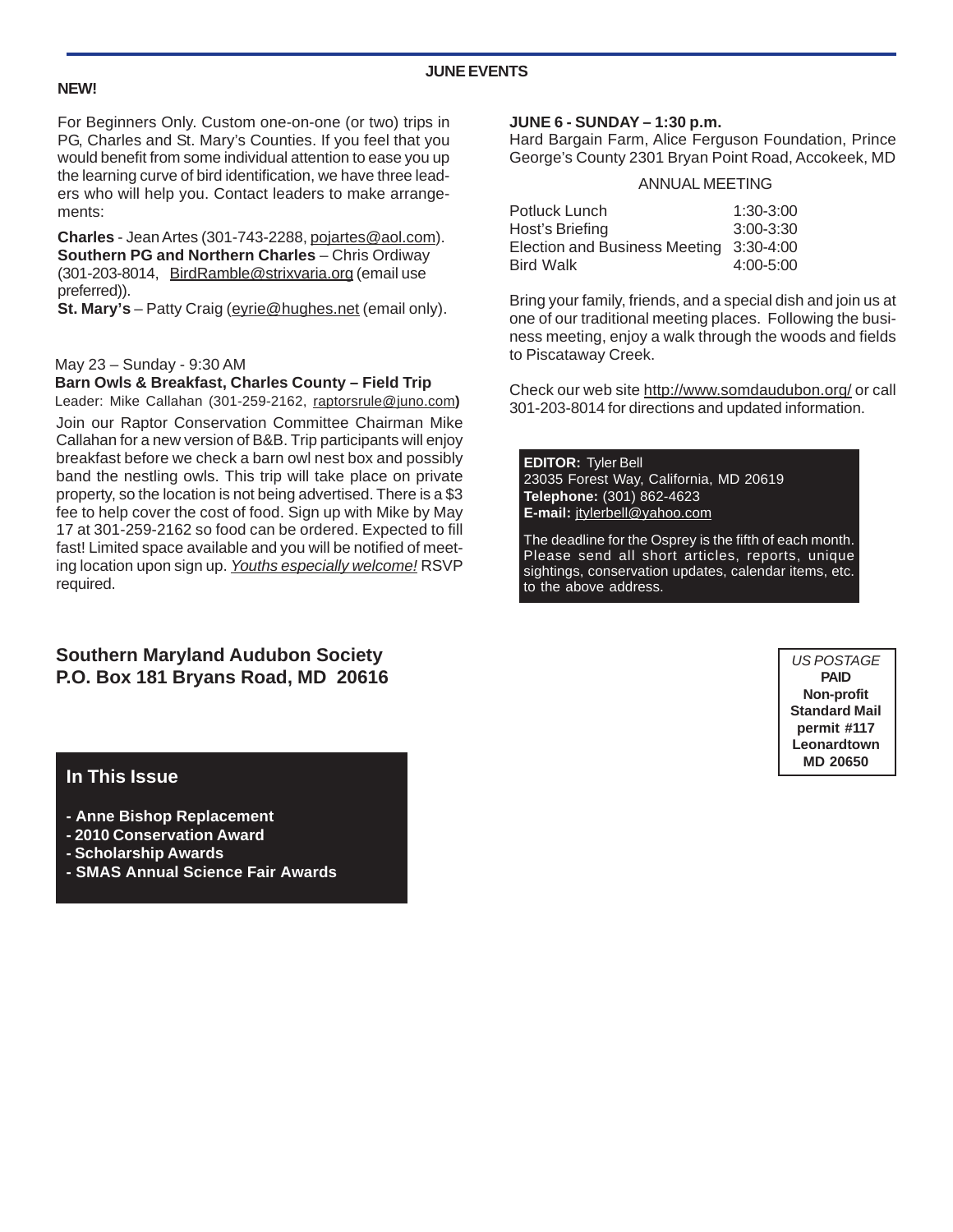## JUNE EVENTS

**NEW!**

For Beginners Only. Custom one-on-one (or two) trips in PG, Charles and St. Mary's Counties. If you feel that you would benefit from some individual attention to ease you up the learning curve of bird identification, we have three leaders who will help you. Contact leaders to make arrangements:

**Charles** - Jean Artes (301-743-2288, pojartes@aol.com).
**Southern PG and Northern Charles** – Chris Ordiway (301-203-8014, BirdRamble@strixvaria.org (email use preferred)).
**St. Mary's** – Patty Craig (eyrie@hughes.net (email only).

May 23 – Sunday - 9:30 AM
**Barn Owls & Breakfast, Charles County – Field Trip**
Leader: Mike Callahan (301-259-2162, raptorsrule@juno.com**)**

Join our Raptor Conservation Committee Chairman Mike Callahan for a new version of B&B. Trip participants will enjoy breakfast before we check a barn owl nest box and possibly band the nestling owls. This trip will take place on private property, so the location is not being advertised. There is a $3 fee to help cover the cost of food. Sign up with Mike by May 17 at 301-259-2162 so food can be ordered. Expected to fill fast! Limited space available and you will be notified of meeting location upon sign up. *Youths especially welcome!* RSVP required.

**JUNE 6 - SUNDAY – 1:30 p.m.**
Hard Bargain Farm, Alice Ferguson Foundation, Prince George's County 2301 Bryan Point Road, Accokeek, MD

ANNUAL MEETING

| | |
|---|---|
| Potluck Lunch | 1:30-3:00 |
| Host's Briefing | 3:00-3:30 |
| Election and Business Meeting | 3:30-4:00 |
| Bird Walk | 4:00-5:00 |

Bring your family, friends, and a special dish and join us at one of our traditional meeting places. Following the business meeting, enjoy a walk through the woods and fields to Piscataway Creek.

Check our web site http://www.somdaudubon.org/ or call 301-203-8014 for directions and updated information.

**EDITOR:** Tyler Bell
23035 Forest Way, California, MD 20619
**Telephone:** (301) 862-4623
**E-mail:** jtylerbell@yahoo.com

The deadline for the Osprey is the fifth of each month. Please send all short articles, reports, unique sightings, conservation updates, calendar items, etc. to the above address.

**Southern Maryland Audubon Society**
**P.O. Box 181 Bryans Road, MD 20616**

*US POSTAGE*
**PAID**
**Non-profit**
**Standard Mail**
**permit #117**
**Leonardtown**
**MD 20650**

### In This Issue

- **Anne Bishop Replacement**
- **2010 Conservation Award**
- **Scholarship Awards**
- **SMAS Annual Science Fair Awards**